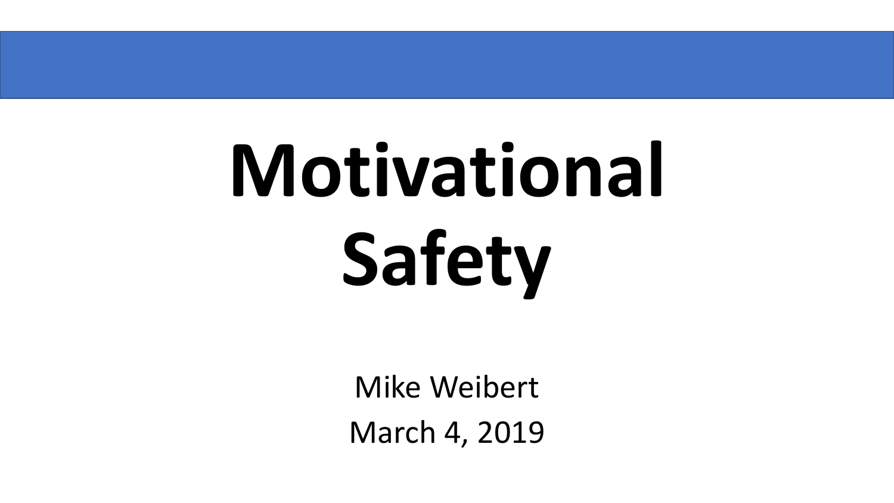# Motivational Safety

Mike Weibert

March 4, 2019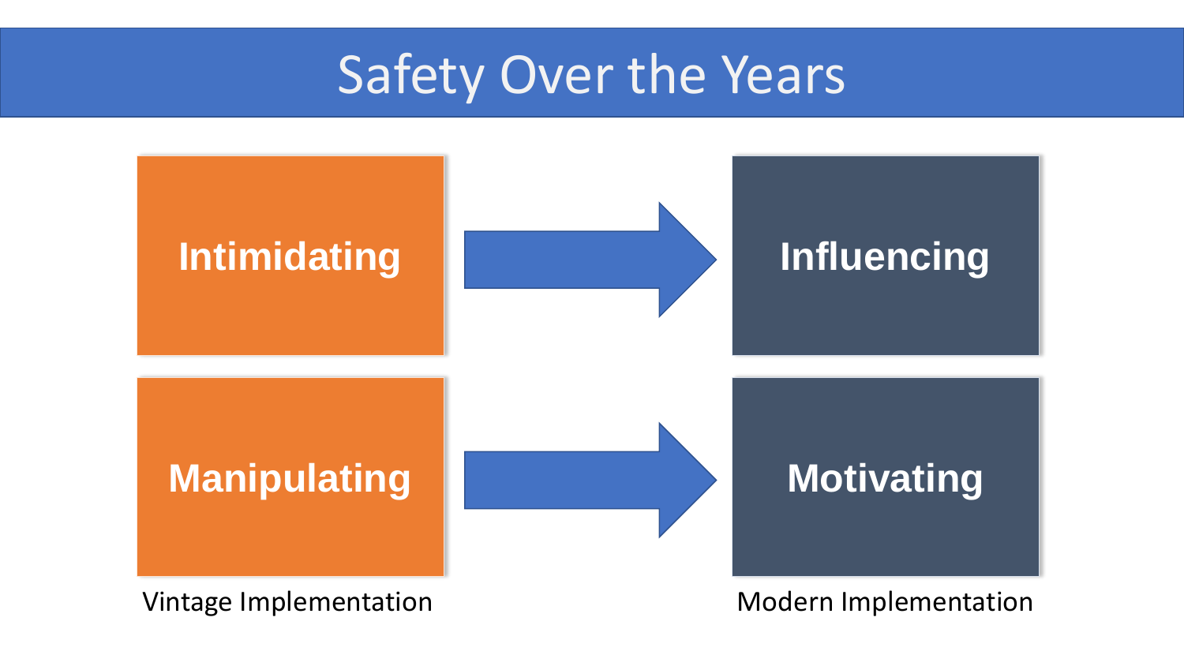# Safety Over the Years

| Vintage Implementation | | Modern Implementation |
|---|---|---|
| **Intimidating** | → | **Influencing** |
| **Manipulating** | → | **Motivating** |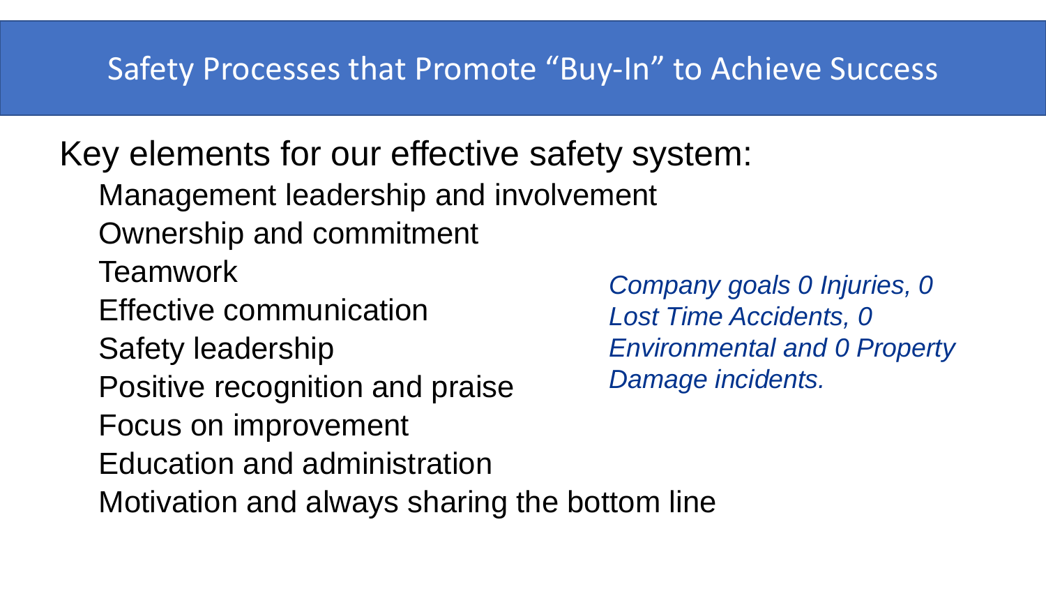# Safety Processes that Promote "Buy-In" to Achieve Success

Key elements for our effective safety system:

- Management leadership and involvement
- Ownership and commitment
- Teamwork
- Effective communication
- Safety leadership
- Positive recognition and praise
- Focus on improvement
- Education and administration
- Motivation and always sharing the bottom line

*Company goals 0 Injuries, 0 Lost Time Accidents, 0 Environmental and 0 Property Damage incidents.*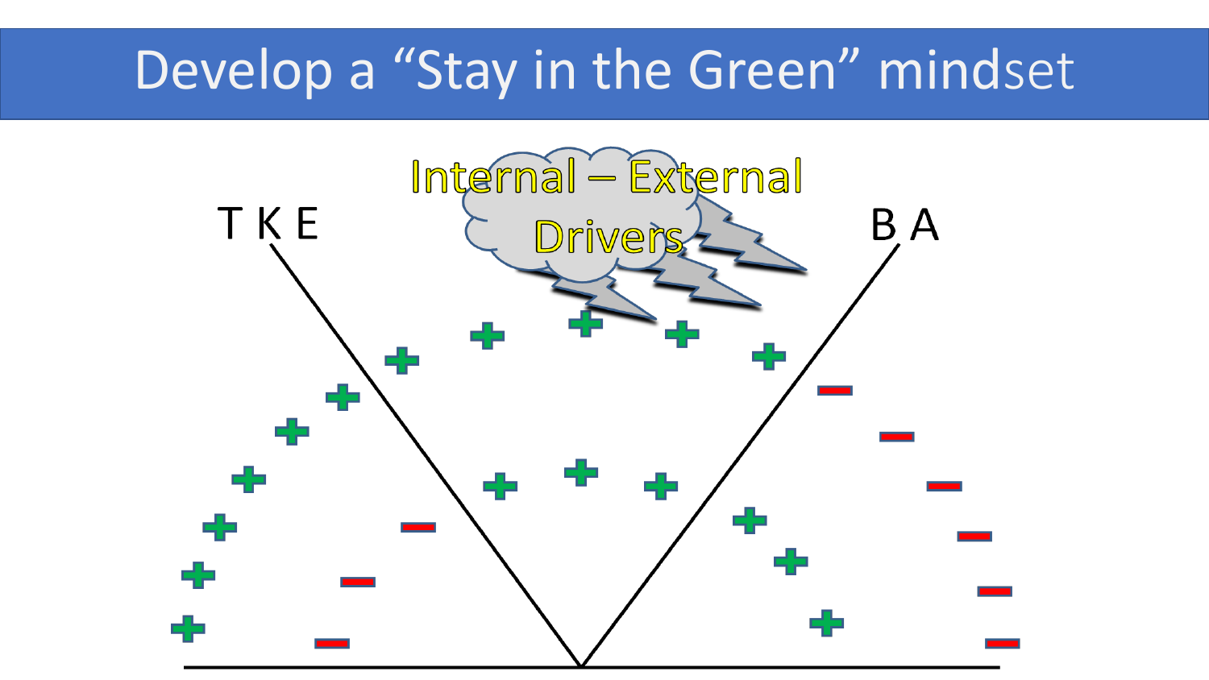# Develop a "Stay in the Green" mindset

Internal – External Drivers

T K E

B A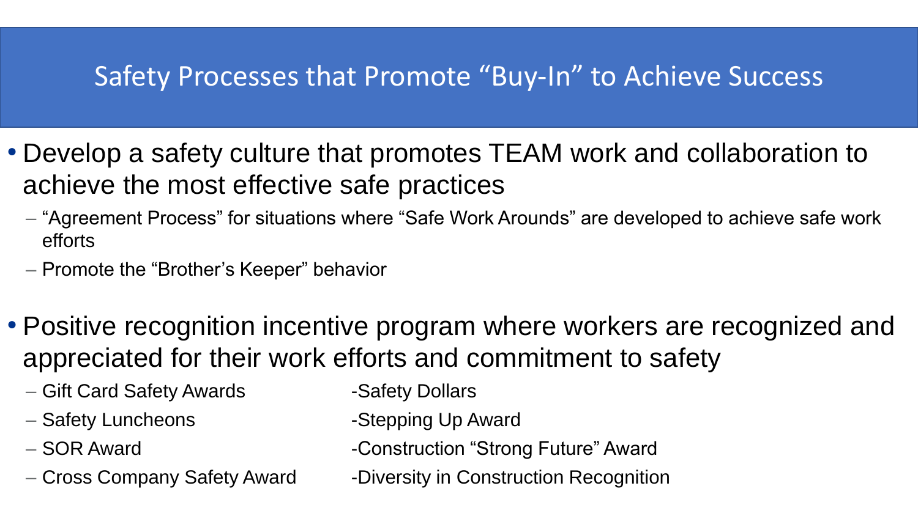# Safety Processes that Promote "Buy-In" to Achieve Success

- Develop a safety culture that promotes TEAM work and collaboration to achieve the most effective safe practices
  - "Agreement Process" for situations where "Safe Work Arounds" are developed to achieve safe work efforts
  - Promote the "Brother's Keeper" behavior

- Positive recognition incentive program where workers are recognized and appreciated for their work efforts and commitment to safety
  - Gift Card Safety Awards
  - Safety Luncheons
  - SOR Award
  - Cross Company Safety Award
  - Safety Dollars
  - Stepping Up Award
  - Construction "Strong Future" Award
  - Diversity in Construction Recognition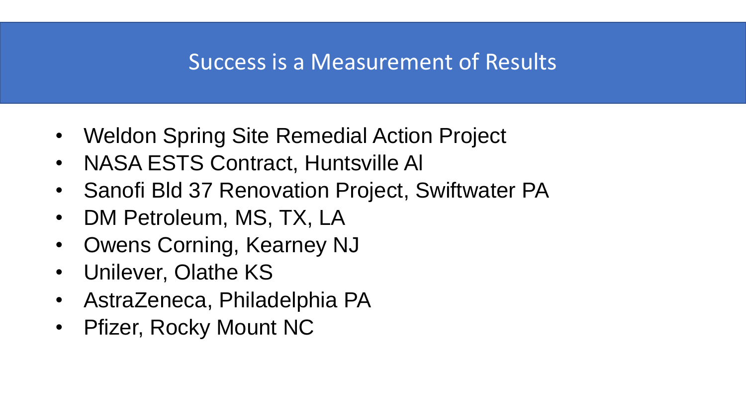# Success is a Measurement of Results

- Weldon Spring Site Remedial Action Project
- NASA ESTS Contract, Huntsville Al
- Sanofi Bld 37 Renovation Project, Swiftwater PA
- DM Petroleum, MS, TX, LA
- Owens Corning, Kearney NJ
- Unilever, Olathe KS
- AstraZeneca, Philadelphia PA
- Pfizer, Rocky Mount NC